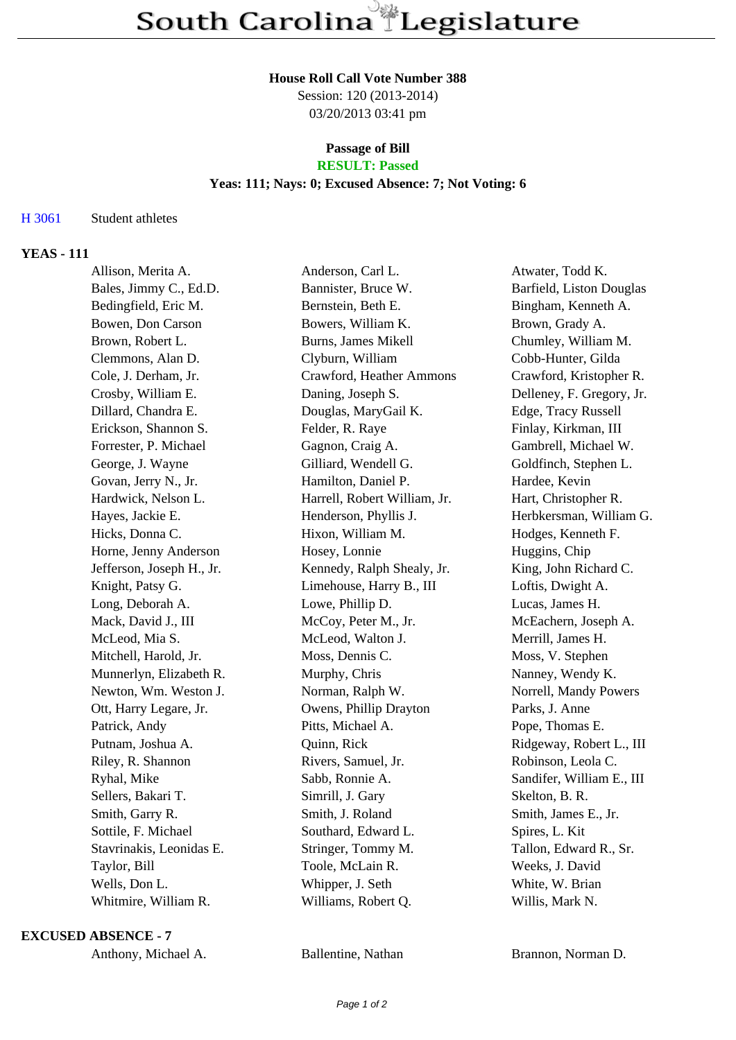# South Carolina Legislature

**House Roll Call Vote Number 388**
Session: 120 (2013-2014)
03/20/2013 03:41 pm

**Passage of Bill**
**RESULT: Passed**
**Yeas: 111; Nays: 0; Excused Absence: 7; Not Voting: 6**

H 3061 Student athletes

**YEAS - 111**

| | | |
|---|---|---|
| Allison, Merita A. | Anderson, Carl L. | Atwater, Todd K. |
| Bales, Jimmy C., Ed.D. | Bannister, Bruce W. | Barfield, Liston Douglas |
| Bedingfield, Eric M. | Bernstein, Beth E. | Bingham, Kenneth A. |
| Bowen, Don Carson | Bowers, William K. | Brown, Grady A. |
| Brown, Robert L. | Burns, James Mikell | Chumley, William M. |
| Clemmons, Alan D. | Clyburn, William | Cobb-Hunter, Gilda |
| Cole, J. Derham, Jr. | Crawford, Heather Ammons | Crawford, Kristopher R. |
| Crosby, William E. | Daning, Joseph S. | Delleney, F. Gregory, Jr. |
| Dillard, Chandra E. | Douglas, MaryGail K. | Edge, Tracy Russell |
| Erickson, Shannon S. | Felder, R. Raye | Finlay, Kirkman, III |
| Forrester, P. Michael | Gagnon, Craig A. | Gambrell, Michael W. |
| George, J. Wayne | Gilliard, Wendell G. | Goldfinch, Stephen L. |
| Govan, Jerry N., Jr. | Hamilton, Daniel P. | Hardee, Kevin |
| Hardwick, Nelson L. | Harrell, Robert William, Jr. | Hart, Christopher R. |
| Hayes, Jackie E. | Henderson, Phyllis J. | Herbkersman, William G. |
| Hicks, Donna C. | Hixon, William M. | Hodges, Kenneth F. |
| Horne, Jenny Anderson | Hosey, Lonnie | Huggins, Chip |
| Jefferson, Joseph H., Jr. | Kennedy, Ralph Shealy, Jr. | King, John Richard C. |
| Knight, Patsy G. | Limehouse, Harry B., III | Loftis, Dwight A. |
| Long, Deborah A. | Lowe, Phillip D. | Lucas, James H. |
| Mack, David J., III | McCoy, Peter M., Jr. | McEachern, Joseph A. |
| McLeod, Mia S. | McLeod, Walton J. | Merrill, James H. |
| Mitchell, Harold, Jr. | Moss, Dennis C. | Moss, V. Stephen |
| Munnerlyn, Elizabeth R. | Murphy, Chris | Nanney, Wendy K. |
| Newton, Wm. Weston J. | Norman, Ralph W. | Norrell, Mandy Powers |
| Ott, Harry Legare, Jr. | Owens, Phillip Drayton | Parks, J. Anne |
| Patrick, Andy | Pitts, Michael A. | Pope, Thomas E. |
| Putnam, Joshua A. | Quinn, Rick | Ridgeway, Robert L., III |
| Riley, R. Shannon | Rivers, Samuel, Jr. | Robinson, Leola C. |
| Ryhal, Mike | Sabb, Ronnie A. | Sandifer, William E., III |
| Sellers, Bakari T. | Simrill, J. Gary | Skelton, B. R. |
| Smith, Garry R. | Smith, J. Roland | Smith, James E., Jr. |
| Sottile, F. Michael | Southard, Edward L. | Spires, L. Kit |
| Stavrinakis, Leonidas E. | Stringer, Tommy M. | Tallon, Edward R., Sr. |
| Taylor, Bill | Toole, McLain R. | Weeks, J. David |
| Wells, Don L. | Whipper, J. Seth | White, W. Brian |
| Whitmire, William R. | Williams, Robert Q. | Willis, Mark N. |

**EXCUSED ABSENCE - 7**

| | | |
|---|---|---|
| Anthony, Michael A. | Ballentine, Nathan | Brannon, Norman D. |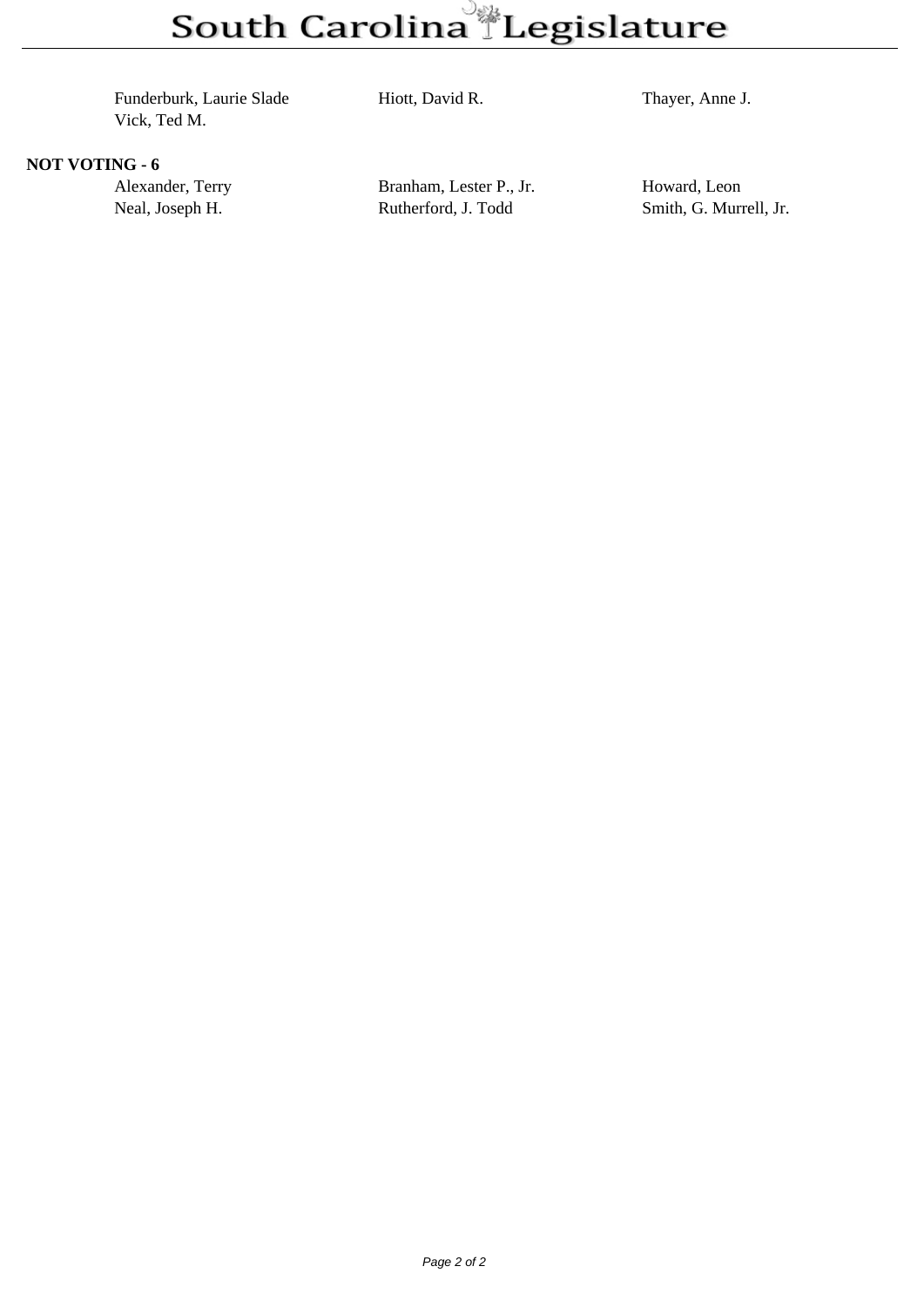| | | |
|---|---|---|
| Funderburk, Laurie Slade | Hiott, David R. | Thayer, Anne J. |
| Vick, Ted M. | | |

**NOT VOTING - 6**

| | | |
|---|---|---|
| Alexander, Terry | Branham, Lester P., Jr. | Howard, Leon |
| Neal, Joseph H. | Rutherford, J. Todd | Smith, G. Murrell, Jr. |